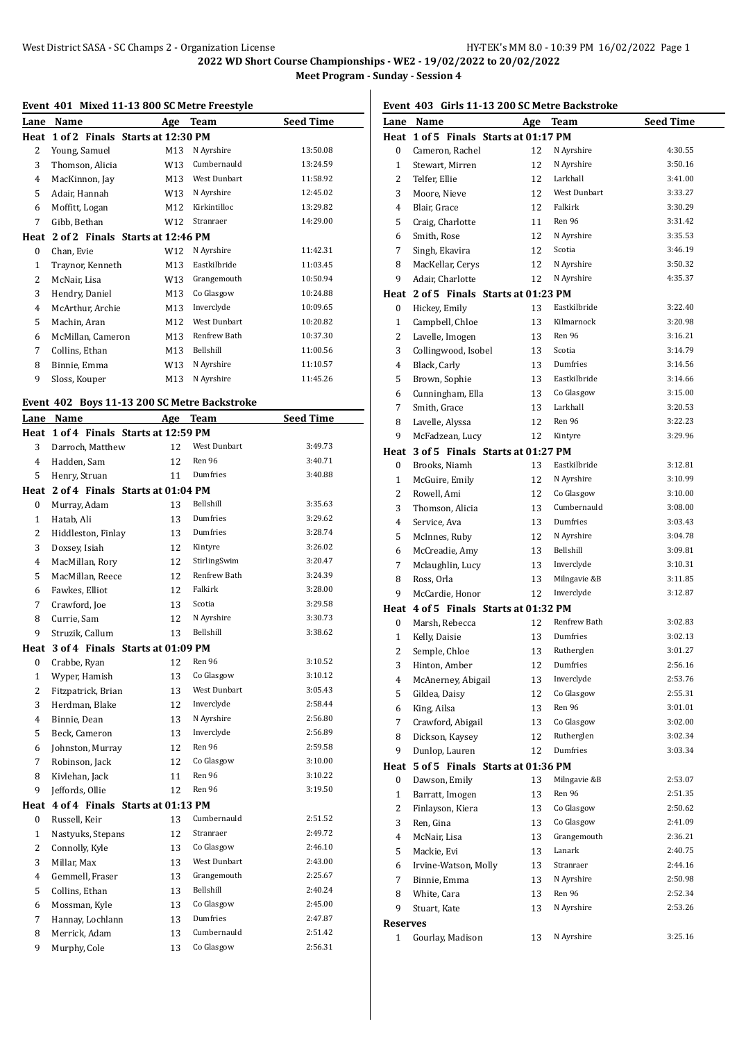# 2022 WD Short Course Championships - WE2 - 19/02/2022 to 20/02/2022

## Meet Program - Sunday - Session 4

### Event 401 Mixed 11-13 800 SC Metre Freestyle

| Lane | Name | Age | Team | Seed Time |
|---|---|---|---|---|
| **Heat 1 of 2 Finals Starts at 12:30 PM** | | | | |
| 2 | Young, Samuel | M13 | N Ayrshire | 13:50.08 |
| 3 | Thomson, Alicia | W13 | Cumbernauld | 13:24.59 |
| 4 | MacKinnon, Jay | M13 | West Dunbart | 11:58.92 |
| 5 | Adair, Hannah | W13 | N Ayrshire | 12:45.02 |
| 6 | Moffitt, Logan | M12 | Kirkintilloc | 13:29.82 |
| 7 | Gibb, Bethan | W12 | Stranraer | 14:29.00 |
| **Heat 2 of 2 Finals Starts at 12:46 PM** | | | | |
| 0 | Chan, Evie | W12 | N Ayrshire | 11:42.31 |
| 1 | Traynor, Kenneth | M13 | Eastkilbride | 11:03.45 |
| 2 | McNair, Lisa | W13 | Grangemouth | 10:50.94 |
| 3 | Hendry, Daniel | M13 | Co Glasgow | 10:24.88 |
| 4 | McArthur, Archie | M13 | Inverclyde | 10:09.65 |
| 5 | Machin, Aran | M12 | West Dunbart | 10:20.82 |
| 6 | McMillan, Cameron | M13 | Renfrew Bath | 10:37.30 |
| 7 | Collins, Ethan | M13 | Bellshill | 11:00.56 |
| 8 | Binnie, Emma | W13 | N Ayrshire | 11:10.57 |
| 9 | Sloss, Kouper | M13 | N Ayrshire | 11:45.26 |

### Event 402 Boys 11-13 200 SC Metre Backstroke

| Lane | Name | Age | Team | Seed Time |
|---|---|---|---|---|
| **Heat 1 of 4 Finals Starts at 12:59 PM** | | | | |
| 3 | Darroch, Matthew | 12 | West Dunbart | 3:49.73 |
| 4 | Hadden, Sam | 12 | Ren 96 | 3:40.71 |
| 5 | Henry, Struan | 11 | Dumfries | 3:40.88 |
| **Heat 2 of 4 Finals Starts at 01:04 PM** | | | | |
| 0 | Murray, Adam | 13 | Bellshill | 3:35.63 |
| 1 | Hatab, Ali | 13 | Dumfries | 3:29.62 |
| 2 | Hiddleston, Finlay | 13 | Dumfries | 3:28.74 |
| 3 | Doxsey, Isiah | 12 | Kintyre | 3:26.02 |
| 4 | MacMillan, Rory | 12 | StirlingSwim | 3:20.47 |
| 5 | MacMillan, Reece | 12 | Renfrew Bath | 3:24.39 |
| 6 | Fawkes, Elliot | 12 | Falkirk | 3:28.00 |
| 7 | Crawford, Joe | 13 | Scotia | 3:29.58 |
| 8 | Currie, Sam | 12 | N Ayrshire | 3:30.73 |
| 9 | Struzik, Callum | 13 | Bellshill | 3:38.62 |
| **Heat 3 of 4 Finals Starts at 01:09 PM** | | | | |
| 0 | Crabbe, Ryan | 12 | Ren 96 | 3:10.52 |
| 1 | Wyper, Hamish | 13 | Co Glasgow | 3:10.12 |
| 2 | Fitzpatrick, Brian | 13 | West Dunbart | 3:05.43 |
| 3 | Herdman, Blake | 12 | Inverclyde | 2:58.44 |
| 4 | Binnie, Dean | 13 | N Ayrshire | 2:56.80 |
| 5 | Beck, Cameron | 13 | Inverclyde | 2:56.89 |
| 6 | Johnston, Murray | 12 | Ren 96 | 2:59.58 |
| 7 | Robinson, Jack | 12 | Co Glasgow | 3:10.00 |
| 8 | Kivlehan, Jack | 11 | Ren 96 | 3:10.22 |
| 9 | Jeffords, Ollie | 12 | Ren 96 | 3:19.50 |
| **Heat 4 of 4 Finals Starts at 01:13 PM** | | | | |
| 0 | Russell, Keir | 13 | Cumbernauld | 2:51.52 |
| 1 | Nastyuks, Stepans | 12 | Stranraer | 2:49.72 |
| 2 | Connolly, Kyle | 13 | Co Glasgow | 2:46.10 |
| 3 | Millar, Max | 13 | West Dunbart | 2:43.00 |
| 4 | Gemmell, Fraser | 13 | Grangemouth | 2:25.67 |
| 5 | Collins, Ethan | 13 | Bellshill | 2:40.24 |
| 6 | Mossman, Kyle | 13 | Co Glasgow | 2:45.00 |
| 7 | Hannay, Lochlann | 13 | Dumfries | 2:47.87 |
| 8 | Merrick, Adam | 13 | Cumbernauld | 2:51.42 |
| 9 | Murphy, Cole | 13 | Co Glasgow | 2:56.31 |

### Event 403 Girls 11-13 200 SC Metre Backstroke

| Lane | Name | Age | Team | Seed Time |
|---|---|---|---|---|
| **Heat 1 of 5 Finals Starts at 01:17 PM** | | | | |
| 0 | Cameron, Rachel | 12 | N Ayrshire | 4:30.55 |
| 1 | Stewart, Mirren | 12 | N Ayrshire | 3:50.16 |
| 2 | Telfer, Ellie | 12 | Larkhall | 3:41.00 |
| 3 | Moore, Nieve | 12 | West Dunbart | 3:33.27 |
| 4 | Blair, Grace | 12 | Falkirk | 3:30.29 |
| 5 | Craig, Charlotte | 11 | Ren 96 | 3:31.42 |
| 6 | Smith, Rose | 12 | N Ayrshire | 3:35.53 |
| 7 | Singh, Ekavira | 12 | Scotia | 3:46.19 |
| 8 | MacKellar, Cerys | 12 | N Ayrshire | 3:50.32 |
| 9 | Adair, Charlotte | 12 | N Ayrshire | 4:35.37 |
| **Heat 2 of 5 Finals Starts at 01:23 PM** | | | | |
| 0 | Hickey, Emily | 13 | Eastkilbride | 3:22.40 |
| 1 | Campbell, Chloe | 13 | Kilmarnock | 3:20.98 |
| 2 | Lavelle, Imogen | 13 | Ren 96 | 3:16.21 |
| 3 | Collingwood, Isobel | 13 | Scotia | 3:14.79 |
| 4 | Black, Carly | 13 | Dumfries | 3:14.56 |
| 5 | Brown, Sophie | 13 | Eastkilbride | 3:14.66 |
| 6 | Cunningham, Ella | 13 | Co Glasgow | 3:15.00 |
| 7 | Smith, Grace | 13 | Larkhall | 3:20.53 |
| 8 | Lavelle, Alyssa | 12 | Ren 96 | 3:22.23 |
| 9 | McFadzean, Lucy | 12 | Kintyre | 3:29.96 |
| **Heat 3 of 5 Finals Starts at 01:27 PM** | | | | |
| 0 | Brooks, Niamh | 13 | Eastkilbride | 3:12.81 |
| 1 | McGuire, Emily | 12 | N Ayrshire | 3:10.99 |
| 2 | Rowell, Ami | 12 | Co Glasgow | 3:10.00 |
| 3 | Thomson, Alicia | 13 | Cumbernauld | 3:08.00 |
| 4 | Service, Ava | 13 | Dumfries | 3:03.43 |
| 5 | McInnes, Ruby | 12 | N Ayrshire | 3:04.78 |
| 6 | McCreadie, Amy | 13 | Bellshill | 3:09.81 |
| 7 | Mclaughlin, Lucy | 13 | Inverclyde | 3:10.31 |
| 8 | Ross, Orla | 13 | Milngavie &B | 3:11.85 |
| 9 | McCardie, Honor | 12 | Inverclyde | 3:12.87 |
| **Heat 4 of 5 Finals Starts at 01:32 PM** | | | | |
| 0 | Marsh, Rebecca | 12 | Renfrew Bath | 3:02.83 |
| 1 | Kelly, Daisie | 13 | Dumfries | 3:02.13 |
| 2 | Semple, Chloe | 13 | Rutherglen | 3:01.27 |
| 3 | Hinton, Amber | 12 | Dumfries | 2:56.16 |
| 4 | McAnerney, Abigail | 13 | Inverclyde | 2:53.76 |
| 5 | Gildea, Daisy | 12 | Co Glasgow | 2:55.31 |
| 6 | King, Ailsa | 13 | Ren 96 | 3:01.01 |
| 7 | Crawford, Abigail | 13 | Co Glasgow | 3:02.00 |
| 8 | Dickson, Kaysey | 12 | Rutherglen | 3:02.34 |
| 9 | Dunlop, Lauren | 12 | Dumfries | 3:03.34 |
| **Heat 5 of 5 Finals Starts at 01:36 PM** | | | | |
| 0 | Dawson, Emily | 13 | Milngavie &B | 2:53.07 |
| 1 | Barratt, Imogen | 13 | Ren 96 | 2:51.35 |
| 2 | Finlayson, Kiera | 13 | Co Glasgow | 2:50.62 |
| 3 | Ren, Gina | 13 | Co Glasgow | 2:41.09 |
| 4 | McNair, Lisa | 13 | Grangemouth | 2:36.21 |
| 5 | Mackie, Evi | 13 | Lanark | 2:40.75 |
| 6 | Irvine-Watson, Molly | 13 | Stranraer | 2:44.16 |
| 7 | Binnie, Emma | 13 | N Ayrshire | 2:50.98 |
| 8 | White, Cara | 13 | Ren 96 | 2:52.34 |
| 9 | Stuart, Kate | 13 | N Ayrshire | 2:53.26 |
| **Reserves** | | | | |
| 1 | Gourlay, Madison | 13 | N Ayrshire | 3:25.16 |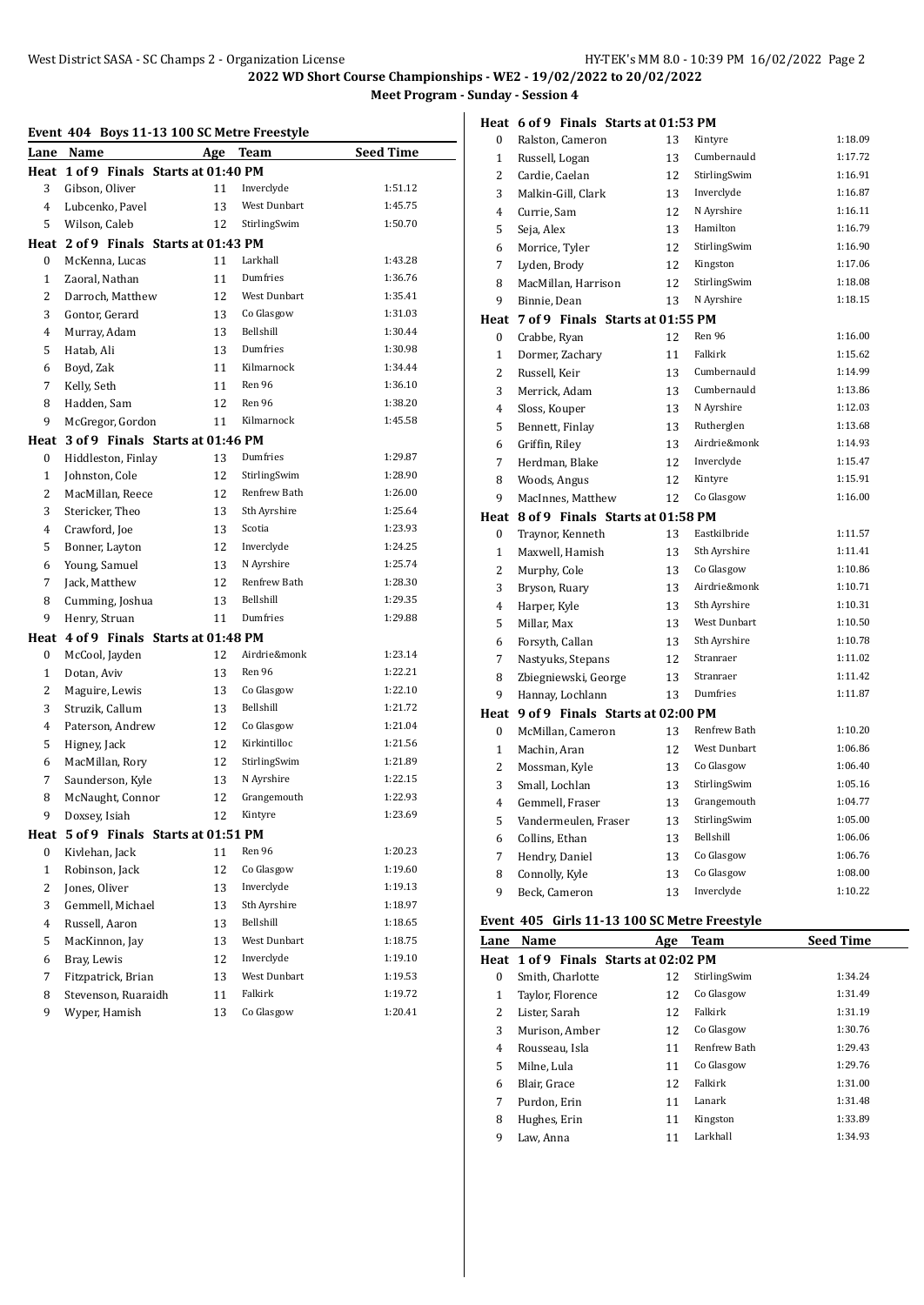**2022 WD Short Course Championships - WE2 - 19/02/2022 to 20/02/2022**

**Meet Program - Sunday - Session 4**

### Event 404 Boys 11-13 100 SC Metre Freestyle

| Lane | Name | Age | Team | Seed Time |
|---|---|---|---|---|
| **Heat 1 of 9 Finals Starts at 01:40 PM** | | | | |
| 3 | Gibson, Oliver | 11 | Inverclyde | 1:51.12 |
| 4 | Lubcenko, Pavel | 13 | West Dunbart | 1:45.75 |
| 5 | Wilson, Caleb | 12 | StirlingSwim | 1:50.70 |
| **Heat 2 of 9 Finals Starts at 01:43 PM** | | | | |
| 0 | McKenna, Lucas | 11 | Larkhall | 1:43.28 |
| 1 | Zaoral, Nathan | 11 | Dumfries | 1:36.76 |
| 2 | Darroch, Matthew | 12 | West Dunbart | 1:35.41 |
| 3 | Gontor, Gerard | 13 | Co Glasgow | 1:31.03 |
| 4 | Murray, Adam | 13 | Bellshill | 1:30.44 |
| 5 | Hatab, Ali | 13 | Dumfries | 1:30.98 |
| 6 | Boyd, Zak | 11 | Kilmarnock | 1:34.44 |
| 7 | Kelly, Seth | 11 | Ren 96 | 1:36.10 |
| 8 | Hadden, Sam | 12 | Ren 96 | 1:38.20 |
| 9 | McGregor, Gordon | 11 | Kilmarnock | 1:45.58 |
| **Heat 3 of 9 Finals Starts at 01:46 PM** | | | | |
| 0 | Hiddleston, Finlay | 13 | Dumfries | 1:29.87 |
| 1 | Johnston, Cole | 12 | StirlingSwim | 1:28.90 |
| 2 | MacMillan, Reece | 12 | Renfrew Bath | 1:26.00 |
| 3 | Stericker, Theo | 13 | Sth Ayrshire | 1:25.64 |
| 4 | Crawford, Joe | 13 | Scotia | 1:23.93 |
| 5 | Bonner, Layton | 12 | Inverclyde | 1:24.25 |
| 6 | Young, Samuel | 13 | N Ayrshire | 1:25.74 |
| 7 | Jack, Matthew | 12 | Renfrew Bath | 1:28.30 |
| 8 | Cumming, Joshua | 13 | Bellshill | 1:29.35 |
| 9 | Henry, Struan | 11 | Dumfries | 1:29.88 |
| **Heat 4 of 9 Finals Starts at 01:48 PM** | | | | |
| 0 | McCool, Jayden | 12 | Airdrie&monk | 1:23.14 |
| 1 | Dotan, Aviv | 13 | Ren 96 | 1:22.21 |
| 2 | Maguire, Lewis | 13 | Co Glasgow | 1:22.10 |
| 3 | Struzik, Callum | 13 | Bellshill | 1:21.72 |
| 4 | Paterson, Andrew | 12 | Co Glasgow | 1:21.04 |
| 5 | Higney, Jack | 12 | Kirkintilloc | 1:21.56 |
| 6 | MacMillan, Rory | 12 | StirlingSwim | 1:21.89 |
| 7 | Saunderson, Kyle | 13 | N Ayrshire | 1:22.15 |
| 8 | McNaught, Connor | 12 | Grangemouth | 1:22.93 |
| 9 | Doxsey, Isiah | 12 | Kintyre | 1:23.69 |
| **Heat 5 of 9 Finals Starts at 01:51 PM** | | | | |
| 0 | Kivlehan, Jack | 11 | Ren 96 | 1:20.23 |
| 1 | Robinson, Jack | 12 | Co Glasgow | 1:19.60 |
| 2 | Jones, Oliver | 13 | Inverclyde | 1:19.13 |
| 3 | Gemmell, Michael | 13 | Sth Ayrshire | 1:18.97 |
| 4 | Russell, Aaron | 13 | Bellshill | 1:18.65 |
| 5 | MacKinnon, Jay | 13 | West Dunbart | 1:18.75 |
| 6 | Bray, Lewis | 12 | Inverclyde | 1:19.10 |
| 7 | Fitzpatrick, Brian | 13 | West Dunbart | 1:19.53 |
| 8 | Stevenson, Ruaraidh | 11 | Falkirk | 1:19.72 |
| 9 | Wyper, Hamish | 13 | Co Glasgow | 1:20.41 |
| **Heat 6 of 9 Finals Starts at 01:53 PM** | | | | |
| 0 | Ralston, Cameron | 13 | Kintyre | 1:18.09 |
| 1 | Russell, Logan | 13 | Cumbernauld | 1:17.72 |
| 2 | Cardie, Caelan | 12 | StirlingSwim | 1:16.91 |
| 3 | Malkin-Gill, Clark | 13 | Inverclyde | 1:16.87 |
| 4 | Currie, Sam | 12 | N Ayrshire | 1:16.11 |
| 5 | Seja, Alex | 13 | Hamilton | 1:16.79 |
| 6 | Morrice, Tyler | 12 | StirlingSwim | 1:16.90 |
| 7 | Lyden, Brody | 12 | Kingston | 1:17.06 |
| 8 | MacMillan, Harrison | 12 | StirlingSwim | 1:18.08 |
| 9 | Binnie, Dean | 13 | N Ayrshire | 1:18.15 |
| **Heat 7 of 9 Finals Starts at 01:55 PM** | | | | |
| 0 | Crabbe, Ryan | 12 | Ren 96 | 1:16.00 |
| 1 | Dormer, Zachary | 11 | Falkirk | 1:15.62 |
| 2 | Russell, Keir | 13 | Cumbernauld | 1:14.99 |
| 3 | Merrick, Adam | 13 | Cumbernauld | 1:13.86 |
| 4 | Sloss, Kouper | 13 | N Ayrshire | 1:12.03 |
| 5 | Bennett, Finlay | 13 | Rutherglen | 1:13.68 |
| 6 | Griffin, Riley | 13 | Airdrie&monk | 1:14.93 |
| 7 | Herdman, Blake | 12 | Inverclyde | 1:15.47 |
| 8 | Woods, Angus | 12 | Kintyre | 1:15.91 |
| 9 | MacInnes, Matthew | 12 | Co Glasgow | 1:16.00 |
| **Heat 8 of 9 Finals Starts at 01:58 PM** | | | | |
| 0 | Traynor, Kenneth | 13 | Eastkilbride | 1:11.57 |
| 1 | Maxwell, Hamish | 13 | Sth Ayrshire | 1:11.41 |
| 2 | Murphy, Cole | 13 | Co Glasgow | 1:10.86 |
| 3 | Bryson, Ruary | 13 | Airdrie&monk | 1:10.71 |
| 4 | Harper, Kyle | 13 | Sth Ayrshire | 1:10.31 |
| 5 | Millar, Max | 13 | West Dunbart | 1:10.50 |
| 6 | Forsyth, Callan | 13 | Sth Ayrshire | 1:10.78 |
| 7 | Nastyuks, Stepans | 12 | Stranraer | 1:11.02 |
| 8 | Zbiegniewski, George | 13 | Stranraer | 1:11.42 |
| 9 | Hannay, Lochlann | 13 | Dumfries | 1:11.87 |
| **Heat 9 of 9 Finals Starts at 02:00 PM** | | | | |
| 0 | McMillan, Cameron | 13 | Renfrew Bath | 1:10.20 |
| 1 | Machin, Aran | 12 | West Dunbart | 1:06.86 |
| 2 | Mossman, Kyle | 13 | Co Glasgow | 1:06.40 |
| 3 | Small, Lochlan | 13 | StirlingSwim | 1:05.16 |
| 4 | Gemmell, Fraser | 13 | Grangemouth | 1:04.77 |
| 5 | Vandermeulen, Fraser | 13 | StirlingSwim | 1:05.00 |
| 6 | Collins, Ethan | 13 | Bellshill | 1:06.06 |
| 7 | Hendry, Daniel | 13 | Co Glasgow | 1:06.76 |
| 8 | Connolly, Kyle | 13 | Co Glasgow | 1:08.00 |
| 9 | Beck, Cameron | 13 | Inverclyde | 1:10.22 |

### Event 405 Girls 11-13 100 SC Metre Freestyle

| Lane | Name | Age | Team | Seed Time |
|---|---|---|---|---|
| **Heat 1 of 9 Finals Starts at 02:02 PM** | | | | |
| 0 | Smith, Charlotte | 12 | StirlingSwim | 1:34.24 |
| 1 | Taylor, Florence | 12 | Co Glasgow | 1:31.49 |
| 2 | Lister, Sarah | 12 | Falkirk | 1:31.19 |
| 3 | Murison, Amber | 12 | Co Glasgow | 1:30.76 |
| 4 | Rousseau, Isla | 11 | Renfrew Bath | 1:29.43 |
| 5 | Milne, Lula | 11 | Co Glasgow | 1:29.76 |
| 6 | Blair, Grace | 12 | Falkirk | 1:31.00 |
| 7 | Purdon, Erin | 11 | Lanark | 1:31.48 |
| 8 | Hughes, Erin | 11 | Kingston | 1:33.89 |
| 9 | Law, Anna | 11 | Larkhall | 1:34.93 |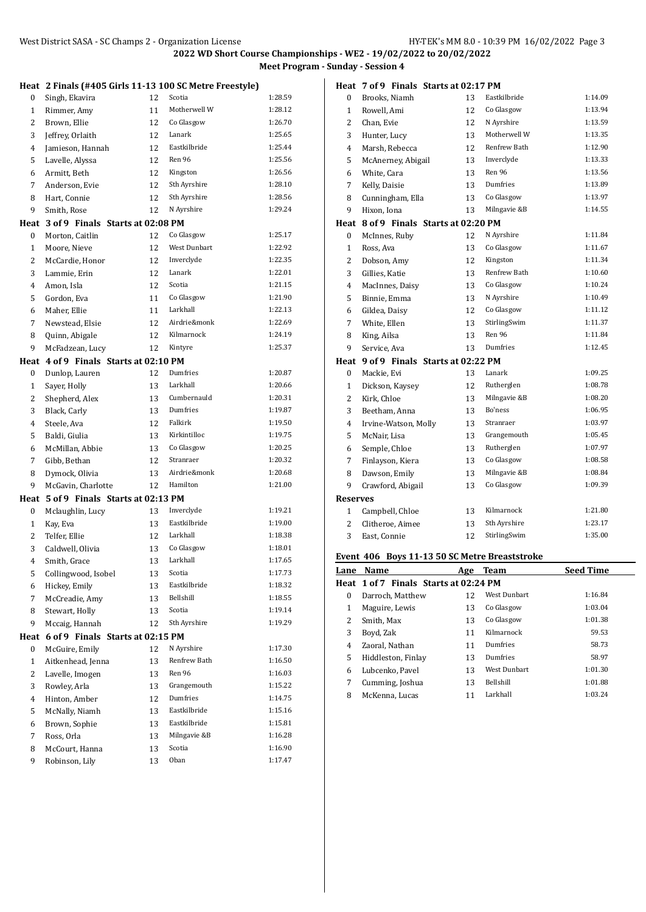## 2022 WD Short Course Championships - WE2 - 19/02/2022 to 20/02/2022

### Meet Program - Sunday - Session 4

**Heat 2 Finals (#405 Girls 11-13 100 SC Metre Freestyle)**

| Lane | Name | Age | Team | Seed Time |
|---|---|---|---|---|
| 0 | Singh, Ekavira | 12 | Scotia | 1:28.59 |
| 1 | Rimmer, Amy | 11 | Motherwell W | 1:28.12 |
| 2 | Brown, Ellie | 12 | Co Glasgow | 1:26.70 |
| 3 | Jeffrey, Orlaith | 12 | Lanark | 1:25.65 |
| 4 | Jamieson, Hannah | 12 | Eastkilbride | 1:25.44 |
| 5 | Lavelle, Alyssa | 12 | Ren 96 | 1:25.56 |
| 6 | Armitt, Beth | 12 | Kingston | 1:26.56 |
| 7 | Anderson, Evie | 12 | Sth Ayrshire | 1:28.10 |
| 8 | Hart, Connie | 12 | Sth Ayrshire | 1:28.56 |
| 9 | Smith, Rose | 12 | N Ayrshire | 1:29.24 |

**Heat 3 of 9 Finals Starts at 02:08 PM**

| Lane | Name | Age | Team | Seed Time |
|---|---|---|---|---|
| 0 | Morton, Caitlin | 12 | Co Glasgow | 1:25.17 |
| 1 | Moore, Nieve | 12 | West Dunbart | 1:22.92 |
| 2 | McCardie, Honor | 12 | Inverclyde | 1:22.35 |
| 3 | Lammie, Erin | 12 | Lanark | 1:22.01 |
| 4 | Amon, Isla | 12 | Scotia | 1:21.15 |
| 5 | Gordon, Eva | 11 | Co Glasgow | 1:21.90 |
| 6 | Maher, Ellie | 11 | Larkhall | 1:22.13 |
| 7 | Newstead, Elsie | 12 | Airdrie&monk | 1:22.69 |
| 8 | Quinn, Abigale | 12 | Kilmarnock | 1:24.19 |
| 9 | McFadzean, Lucy | 12 | Kintyre | 1:25.37 |

**Heat 4 of 9 Finals Starts at 02:10 PM**

| Lane | Name | Age | Team | Seed Time |
|---|---|---|---|---|
| 0 | Dunlop, Lauren | 12 | Dumfries | 1:20.87 |
| 1 | Sayer, Holly | 13 | Larkhall | 1:20.66 |
| 2 | Shepherd, Alex | 13 | Cumbernauld | 1:20.31 |
| 3 | Black, Carly | 13 | Dumfries | 1:19.87 |
| 4 | Steele, Ava | 12 | Falkirk | 1:19.50 |
| 5 | Baldi, Giulia | 13 | Kirkintilloc | 1:19.75 |
| 6 | McMillan, Abbie | 13 | Co Glasgow | 1:20.25 |
| 7 | Gibb, Bethan | 12 | Stranraer | 1:20.32 |
| 8 | Dymock, Olivia | 13 | Airdrie&monk | 1:20.68 |
| 9 | McGavin, Charlotte | 12 | Hamilton | 1:21.00 |

**Heat 5 of 9 Finals Starts at 02:13 PM**

| Lane | Name | Age | Team | Seed Time |
|---|---|---|---|---|
| 0 | Mclaughlin, Lucy | 13 | Inverclyde | 1:19.21 |
| 1 | Kay, Eva | 13 | Eastkilbride | 1:19.00 |
| 2 | Telfer, Ellie | 12 | Larkhall | 1:18.38 |
| 3 | Caldwell, Olivia | 13 | Co Glasgow | 1:18.01 |
| 4 | Smith, Grace | 13 | Larkhall | 1:17.65 |
| 5 | Collingwood, Isobel | 13 | Scotia | 1:17.73 |
| 6 | Hickey, Emily | 13 | Eastkilbride | 1:18.32 |
| 7 | McCreadie, Amy | 13 | Bellshill | 1:18.55 |
| 8 | Stewart, Holly | 13 | Scotia | 1:19.14 |
| 9 | Mccaig, Hannah | 12 | Sth Ayrshire | 1:19.29 |

**Heat 6 of 9 Finals Starts at 02:15 PM**

| Lane | Name | Age | Team | Seed Time |
|---|---|---|---|---|
| 0 | McGuire, Emily | 12 | N Ayrshire | 1:17.30 |
| 1 | Aitkenhead, Jenna | 13 | Renfrew Bath | 1:16.50 |
| 2 | Lavelle, Imogen | 13 | Ren 96 | 1:16.03 |
| 3 | Rowley, Arla | 13 | Grangemouth | 1:15.22 |
| 4 | Hinton, Amber | 12 | Dumfries | 1:14.75 |
| 5 | McNally, Niamh | 13 | Eastkilbride | 1:15.16 |
| 6 | Brown, Sophie | 13 | Eastkilbride | 1:15.81 |
| 7 | Ross, Orla | 13 | Milngavie &B | 1:16.28 |
| 8 | McCourt, Hanna | 13 | Scotia | 1:16.90 |
| 9 | Robinson, Lily | 13 | Oban | 1:17.47 |

**Heat 7 of 9 Finals Starts at 02:17 PM**

| Lane | Name | Age | Team | Seed Time |
|---|---|---|---|---|
| 0 | Brooks, Niamh | 13 | Eastkilbride | 1:14.09 |
| 1 | Rowell, Ami | 12 | Co Glasgow | 1:13.94 |
| 2 | Chan, Evie | 12 | N Ayrshire | 1:13.59 |
| 3 | Hunter, Lucy | 13 | Motherwell W | 1:13.35 |
| 4 | Marsh, Rebecca | 12 | Renfrew Bath | 1:12.90 |
| 5 | McAnerney, Abigail | 13 | Inverclyde | 1:13.33 |
| 6 | White, Cara | 13 | Ren 96 | 1:13.56 |
| 7 | Kelly, Daisie | 13 | Dumfries | 1:13.89 |
| 8 | Cunningham, Ella | 13 | Co Glasgow | 1:13.97 |
| 9 | Hixon, Iona | 13 | Milngavie &B | 1:14.55 |

**Heat 8 of 9 Finals Starts at 02:20 PM**

| Lane | Name | Age | Team | Seed Time |
|---|---|---|---|---|
| 0 | McInnes, Ruby | 12 | N Ayrshire | 1:11.84 |
| 1 | Ross, Ava | 13 | Co Glasgow | 1:11.67 |
| 2 | Dobson, Amy | 12 | Kingston | 1:11.34 |
| 3 | Gillies, Katie | 13 | Renfrew Bath | 1:10.60 |
| 4 | MacInnes, Daisy | 13 | Co Glasgow | 1:10.24 |
| 5 | Binnie, Emma | 13 | N Ayrshire | 1:10.49 |
| 6 | Gildea, Daisy | 12 | Co Glasgow | 1:11.12 |
| 7 | White, Ellen | 13 | StirlingSwim | 1:11.37 |
| 8 | King, Ailsa | 13 | Ren 96 | 1:11.84 |
| 9 | Service, Ava | 13 | Dumfries | 1:12.45 |

**Heat 9 of 9 Finals Starts at 02:22 PM**

| Lane | Name | Age | Team | Seed Time |
|---|---|---|---|---|
| 0 | Mackie, Evi | 13 | Lanark | 1:09.25 |
| 1 | Dickson, Kaysey | 12 | Rutherglen | 1:08.78 |
| 2 | Kirk, Chloe | 13 | Milngavie &B | 1:08.20 |
| 3 | Beetham, Anna | 13 | Bo'ness | 1:06.95 |
| 4 | Irvine-Watson, Molly | 13 | Stranraer | 1:03.97 |
| 5 | McNair, Lisa | 13 | Grangemouth | 1:05.45 |
| 6 | Semple, Chloe | 13 | Rutherglen | 1:07.97 |
| 7 | Finlayson, Kiera | 13 | Co Glasgow | 1:08.58 |
| 8 | Dawson, Emily | 13 | Milngavie &B | 1:08.84 |
| 9 | Crawford, Abigail | 13 | Co Glasgow | 1:09.39 |

**Reserves**

| # | Name | Age | Team | Seed Time |
|---|---|---|---|---|
| 1 | Campbell, Chloe | 13 | Kilmarnock | 1:21.80 |
| 2 | Clitheroe, Aimee | 13 | Sth Ayrshire | 1:23.17 |
| 3 | East, Connie | 12 | StirlingSwim | 1:35.00 |

### Event 406 Boys 11-13 50 SC Metre Breaststroke

**Heat 1 of 7 Finals Starts at 02:24 PM**

| Lane | Name | Age | Team | Seed Time |
|---|---|---|---|---|
| 0 | Darroch, Matthew | 12 | West Dunbart | 1:16.84 |
| 1 | Maguire, Lewis | 13 | Co Glasgow | 1:03.04 |
| 2 | Smith, Max | 13 | Co Glasgow | 1:01.38 |
| 3 | Boyd, Zak | 11 | Kilmarnock | 59.53 |
| 4 | Zaoral, Nathan | 11 | Dumfries | 58.73 |
| 5 | Hiddleston, Finlay | 13 | Dumfries | 58.97 |
| 6 | Lubcenko, Pavel | 13 | West Dunbart | 1:01.30 |
| 7 | Cumming, Joshua | 13 | Bellshill | 1:01.88 |
| 8 | McKenna, Lucas | 11 | Larkhall | 1:03.24 |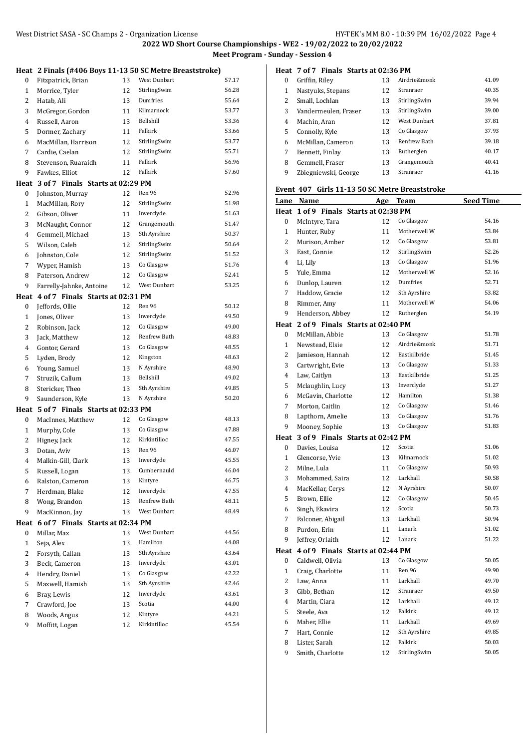## 2022 WD Short Course Championships - WE2 - 19/02/2022 to 20/02/2022

### Meet Program - Sunday - Session 4

**Heat 2 Finals (#406 Boys 11-13 50 SC Metre Breaststroke)**

| Lane | Name | Age | Team | Seed Time |
|---|---|---|---|---|
| 0 | Fitzpatrick, Brian | 13 | West Dunbart | 57.17 |
| 1 | Morrice, Tyler | 12 | StirlingSwim | 56.28 |
| 2 | Hatab, Ali | 13 | Dumfries | 55.64 |
| 3 | McGregor, Gordon | 11 | Kilmarnock | 53.77 |
| 4 | Russell, Aaron | 13 | Bellshill | 53.36 |
| 5 | Dormer, Zachary | 11 | Falkirk | 53.66 |
| 6 | MacMillan, Harrison | 12 | StirlingSwim | 53.77 |
| 7 | Cardie, Caelan | 12 | StirlingSwim | 55.71 |
| 8 | Stevenson, Ruaraidh | 11 | Falkirk | 56.96 |
| 9 | Fawkes, Elliot | 12 | Falkirk | 57.60 |

**Heat 3 of 7 Finals Starts at 02:29 PM**

| Lane | Name | Age | Team | Seed Time |
|---|---|---|---|---|
| 0 | Johnston, Murray | 12 | Ren 96 | 52.96 |
| 1 | MacMillan, Rory | 12 | StirlingSwim | 51.98 |
| 2 | Gibson, Oliver | 11 | Inverclyde | 51.63 |
| 3 | McNaught, Connor | 12 | Grangemouth | 51.47 |
| 4 | Gemmell, Michael | 13 | Sth Ayrshire | 50.37 |
| 5 | Wilson, Caleb | 12 | StirlingSwim | 50.64 |
| 6 | Johnston, Cole | 12 | StirlingSwim | 51.52 |
| 7 | Wyper, Hamish | 13 | Co Glasgow | 51.76 |
| 8 | Paterson, Andrew | 12 | Co Glasgow | 52.41 |
| 9 | Farrelly-Jahnke, Antoine | 12 | West Dunbart | 53.25 |

**Heat 4 of 7 Finals Starts at 02:31 PM**

| Lane | Name | Age | Team | Seed Time |
|---|---|---|---|---|
| 0 | Jeffords, Ollie | 12 | Ren 96 | 50.12 |
| 1 | Jones, Oliver | 13 | Inverclyde | 49.50 |
| 2 | Robinson, Jack | 12 | Co Glasgow | 49.00 |
| 3 | Jack, Matthew | 12 | Renfrew Bath | 48.83 |
| 4 | Gontor, Gerard | 13 | Co Glasgow | 48.55 |
| 5 | Lyden, Brody | 12 | Kingston | 48.63 |
| 6 | Young, Samuel | 13 | N Ayrshire | 48.90 |
| 7 | Struzik, Callum | 13 | Bellshill | 49.02 |
| 8 | Stericker, Theo | 13 | Sth Ayrshire | 49.85 |
| 9 | Saunderson, Kyle | 13 | N Ayrshire | 50.20 |

**Heat 5 of 7 Finals Starts at 02:33 PM**

| Lane | Name | Age | Team | Seed Time |
|---|---|---|---|---|
| 0 | MacInnes, Matthew | 12 | Co Glasgow | 48.13 |
| 1 | Murphy, Cole | 13 | Co Glasgow | 47.88 |
| 2 | Higney, Jack | 12 | Kirkintilloc | 47.55 |
| 3 | Dotan, Aviv | 13 | Ren 96 | 46.07 |
| 4 | Malkin-Gill, Clark | 13 | Inverclyde | 45.55 |
| 5 | Russell, Logan | 13 | Cumbernauld | 46.04 |
| 6 | Ralston, Cameron | 13 | Kintyre | 46.75 |
| 7 | Herdman, Blake | 12 | Inverclyde | 47.55 |
| 8 | Wong, Brandon | 13 | Renfrew Bath | 48.11 |
| 9 | MacKinnon, Jay | 13 | West Dunbart | 48.49 |

**Heat 6 of 7 Finals Starts at 02:34 PM**

| Lane | Name | Age | Team | Seed Time |
|---|---|---|---|---|
| 0 | Millar, Max | 13 | West Dunbart | 44.56 |
| 1 | Seja, Alex | 13 | Hamilton | 44.08 |
| 2 | Forsyth, Callan | 13 | Sth Ayrshire | 43.64 |
| 3 | Beck, Cameron | 13 | Inverclyde | 43.01 |
| 4 | Hendry, Daniel | 13 | Co Glasgow | 42.22 |
| 5 | Maxwell, Hamish | 13 | Sth Ayrshire | 42.46 |
| 6 | Bray, Lewis | 12 | Inverclyde | 43.61 |
| 7 | Crawford, Joe | 13 | Scotia | 44.00 |
| 8 | Woods, Angus | 12 | Kintyre | 44.21 |
| 9 | Moffitt, Logan | 12 | Kirkintilloc | 45.54 |

**Heat 7 of 7 Finals Starts at 02:36 PM**

| Lane | Name | Age | Team | Seed Time |
|---|---|---|---|---|
| 0 | Griffin, Riley | 13 | Airdrie&monk | 41.09 |
| 1 | Nastyuks, Stepans | 12 | Stranraer | 40.35 |
| 2 | Small, Lochlan | 13 | StirlingSwim | 39.94 |
| 3 | Vandermeulen, Fraser | 13 | StirlingSwim | 39.00 |
| 4 | Machin, Aran | 12 | West Dunbart | 37.81 |
| 5 | Connolly, Kyle | 13 | Co Glasgow | 37.93 |
| 6 | McMillan, Cameron | 13 | Renfrew Bath | 39.18 |
| 7 | Bennett, Finlay | 13 | Rutherglen | 40.17 |
| 8 | Gemmell, Fraser | 13 | Grangemouth | 40.41 |
| 9 | Zbiegniewski, George | 13 | Stranraer | 41.16 |

### Event 407 Girls 11-13 50 SC Metre Breaststroke

**Heat 1 of 9 Finals Starts at 02:38 PM**

| Lane | Name | Age | Team | Seed Time |
|---|---|---|---|---|
| 0 | McIntyre, Tara | 12 | Co Glasgow | 54.16 |
| 1 | Hunter, Ruby | 11 | Motherwell W | 53.84 |
| 2 | Murison, Amber | 12 | Co Glasgow | 53.81 |
| 3 | East, Connie | 12 | StirlingSwim | 52.26 |
| 4 | Li, Lily | 13 | Co Glasgow | 51.96 |
| 5 | Yule, Emma | 12 | Motherwell W | 52.16 |
| 6 | Dunlop, Lauren | 12 | Dumfries | 52.71 |
| 7 | Haddow, Gracie | 12 | Sth Ayrshire | 53.82 |
| 8 | Rimmer, Amy | 11 | Motherwell W | 54.06 |
| 9 | Henderson, Abbey | 12 | Rutherglen | 54.19 |

**Heat 2 of 9 Finals Starts at 02:40 PM**

| Lane | Name | Age | Team | Seed Time |
|---|---|---|---|---|
| 0 | McMillan, Abbie | 13 | Co Glasgow | 51.78 |
| 1 | Newstead, Elsie | 12 | Airdrie&monk | 51.71 |
| 2 | Jamieson, Hannah | 12 | Eastkilbride | 51.45 |
| 3 | Cartwright, Evie | 13 | Co Glasgow | 51.33 |
| 4 | Law, Caitlyn | 13 | Eastkilbride | 51.25 |
| 5 | Mclaughlin, Lucy | 13 | Inverclyde | 51.27 |
| 6 | McGavin, Charlotte | 12 | Hamilton | 51.38 |
| 7 | Morton, Caitlin | 12 | Co Glasgow | 51.46 |
| 8 | Lapthorn, Amelie | 13 | Co Glasgow | 51.76 |
| 9 | Mooney, Sophie | 13 | Co Glasgow | 51.83 |

**Heat 3 of 9 Finals Starts at 02:42 PM**

| Lane | Name | Age | Team | Seed Time |
|---|---|---|---|---|
| 0 | Davies, Louisa | 12 | Scotia | 51.06 |
| 1 | Glencorse, Yvie | 13 | Kilmarnock | 51.02 |
| 2 | Milne, Lula | 11 | Co Glasgow | 50.93 |
| 3 | Mohammed, Saira | 12 | Larkhall | 50.58 |
| 4 | MacKellar, Cerys | 12 | N Ayrshire | 50.07 |
| 5 | Brown, Ellie | 12 | Co Glasgow | 50.45 |
| 6 | Singh, Ekavira | 12 | Scotia | 50.73 |
| 7 | Falconer, Abigail | 13 | Larkhall | 50.94 |
| 8 | Purdon, Erin | 11 | Lanark | 51.02 |
| 9 | Jeffrey, Orlaith | 12 | Lanark | 51.22 |

**Heat 4 of 9 Finals Starts at 02:44 PM**

| Lane | Name | Age | Team | Seed Time |
|---|---|---|---|---|
| 0 | Caldwell, Olivia | 13 | Co Glasgow | 50.05 |
| 1 | Craig, Charlotte | 11 | Ren 96 | 49.90 |
| 2 | Law, Anna | 11 | Larkhall | 49.70 |
| 3 | Gibb, Bethan | 12 | Stranraer | 49.50 |
| 4 | Martin, Ciara | 12 | Larkhall | 49.12 |
| 5 | Steele, Ava | 12 | Falkirk | 49.12 |
| 6 | Maher, Ellie | 11 | Larkhall | 49.69 |
| 7 | Hart, Connie | 12 | Sth Ayrshire | 49.85 |
| 8 | Lister, Sarah | 12 | Falkirk | 50.03 |
| 9 | Smith, Charlotte | 12 | StirlingSwim | 50.05 |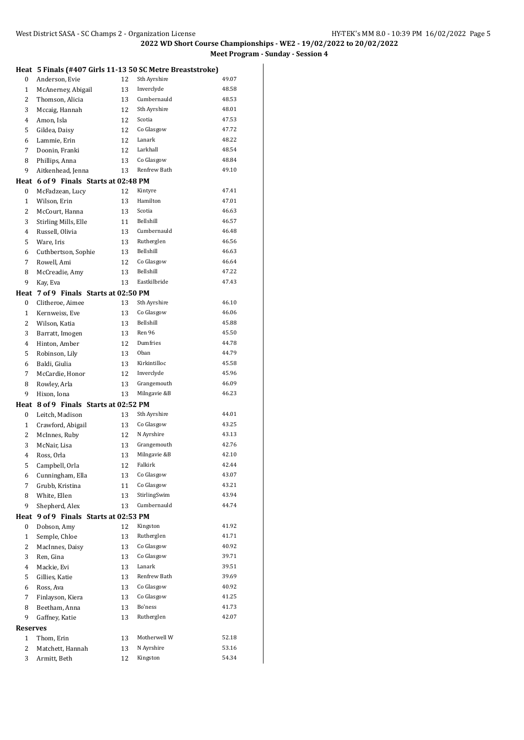## Heat 5 Finals (#407 Girls 11-13 50 SC Metre Breaststroke)

| | | | | |
|---|---|---|---|---|
| 0 | Anderson, Evie | 12 | Sth Ayrshire | 49.07 |
| 1 | McAnerney, Abigail | 13 | Inverclyde | 48.58 |
| 2 | Thomson, Alicia | 13 | Cumbernauld | 48.53 |
| 3 | Mccaig, Hannah | 12 | Sth Ayrshire | 48.01 |
| 4 | Amon, Isla | 12 | Scotia | 47.53 |
| 5 | Gildea, Daisy | 12 | Co Glasgow | 47.72 |
| 6 | Lammie, Erin | 12 | Lanark | 48.22 |
| 7 | Doonin, Franki | 12 | Larkhall | 48.54 |
| 8 | Phillips, Anna | 13 | Co Glasgow | 48.84 |
| 9 | Aitkenhead, Jenna | 13 | Renfrew Bath | 49.10 |

## Heat 6 of 9 Finals Starts at 02:48 PM

| | | | | |
|---|---|---|---|---|
| 0 | McFadzean, Lucy | 12 | Kintyre | 47.41 |
| 1 | Wilson, Erin | 13 | Hamilton | 47.01 |
| 2 | McCourt, Hanna | 13 | Scotia | 46.63 |
| 3 | Stirling Mills, Elle | 11 | Bellshill | 46.57 |
| 4 | Russell, Olivia | 13 | Cumbernauld | 46.48 |
| 5 | Ware, Iris | 13 | Rutherglen | 46.56 |
| 6 | Cuthbertson, Sophie | 13 | Bellshill | 46.63 |
| 7 | Rowell, Ami | 12 | Co Glasgow | 46.64 |
| 8 | McCreadie, Amy | 13 | Bellshill | 47.22 |
| 9 | Kay, Eva | 13 | Eastkilbride | 47.43 |

## Heat 7 of 9 Finals Starts at 02:50 PM

| | | | | |
|---|---|---|---|---|
| 0 | Clitheroe, Aimee | 13 | Sth Ayrshire | 46.10 |
| 1 | Kernweiss, Eve | 13 | Co Glasgow | 46.06 |
| 2 | Wilson, Katia | 13 | Bellshill | 45.88 |
| 3 | Barratt, Imogen | 13 | Ren 96 | 45.50 |
| 4 | Hinton, Amber | 12 | Dumfries | 44.78 |
| 5 | Robinson, Lily | 13 | Oban | 44.79 |
| 6 | Baldi, Giulia | 13 | Kirkintilloc | 45.58 |
| 7 | McCardie, Honor | 12 | Inverclyde | 45.96 |
| 8 | Rowley, Arla | 13 | Grangemouth | 46.09 |
| 9 | Hixon, Iona | 13 | Milngavie &B | 46.23 |

## Heat 8 of 9 Finals Starts at 02:52 PM

| | | | | |
|---|---|---|---|---|
| 0 | Leitch, Madison | 13 | Sth Ayrshire | 44.01 |
| 1 | Crawford, Abigail | 13 | Co Glasgow | 43.25 |
| 2 | McInnes, Ruby | 12 | N Ayrshire | 43.13 |
| 3 | McNair, Lisa | 13 | Grangemouth | 42.76 |
| 4 | Ross, Orla | 13 | Milngavie &B | 42.10 |
| 5 | Campbell, Orla | 12 | Falkirk | 42.44 |
| 6 | Cunningham, Ella | 13 | Co Glasgow | 43.07 |
| 7 | Grubb, Kristina | 11 | Co Glasgow | 43.21 |
| 8 | White, Ellen | 13 | StirlingSwim | 43.94 |
| 9 | Shepherd, Alex | 13 | Cumbernauld | 44.74 |

## Heat 9 of 9 Finals Starts at 02:53 PM

| | | | | |
|---|---|---|---|---|
| 0 | Dobson, Amy | 12 | Kingston | 41.92 |
| 1 | Semple, Chloe | 13 | Rutherglen | 41.71 |
| 2 | MacInnes, Daisy | 13 | Co Glasgow | 40.92 |
| 3 | Ren, Gina | 13 | Co Glasgow | 39.71 |
| 4 | Mackie, Evi | 13 | Lanark | 39.51 |
| 5 | Gillies, Katie | 13 | Renfrew Bath | 39.69 |
| 6 | Ross, Ava | 13 | Co Glasgow | 40.92 |
| 7 | Finlayson, Kiera | 13 | Co Glasgow | 41.25 |
| 8 | Beetham, Anna | 13 | Bo'ness | 41.73 |
| 9 | Gaffney, Katie | 13 | Rutherglen | 42.07 |

## Reserves

| | | | | |
|---|---|---|---|---|
| 1 | Thom, Erin | 13 | Motherwell W | 52.18 |
| 2 | Matchett, Hannah | 13 | N Ayrshire | 53.16 |
| 3 | Armitt, Beth | 12 | Kingston | 54.34 |